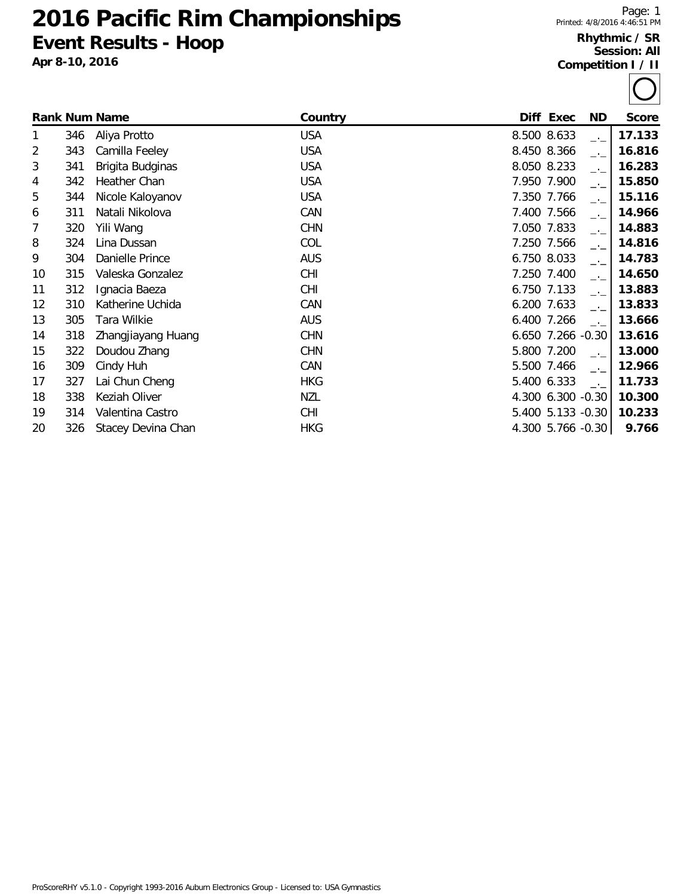# 2016 Pacific Rim Championships

## Event Results - Hoop

**Apr 8-10, 2016**

**Rhythmic / SR**
**Session: All**
**Competition I / II**

| Rank | Num | Name | Country | Diff | Exec | ND | Score |
|---|---|---|---|---|---|---|---|
| 1 | 346 | Aliya Protto | USA | 8.500 | 8.633 | _._ | **17.133** |
| 2 | 343 | Camilla Feeley | USA | 8.450 | 8.366 | _._ | **16.816** |
| 3 | 341 | Brigita Budginas | USA | 8.050 | 8.233 | _._ | **16.283** |
| 4 | 342 | Heather Chan | USA | 7.950 | 7.900 | _._ | **15.850** |
| 5 | 344 | Nicole Kaloyanov | USA | 7.350 | 7.766 | _._ | **15.116** |
| 6 | 311 | Natali Nikolova | CAN | 7.400 | 7.566 | _._ | **14.966** |
| 7 | 320 | Yili Wang | CHN | 7.050 | 7.833 | _._ | **14.883** |
| 8 | 324 | Lina Dussan | COL | 7.250 | 7.566 | _._ | **14.816** |
| 9 | 304 | Danielle Prince | AUS | 6.750 | 8.033 | _._ | **14.783** |
| 10 | 315 | Valeska Gonzalez | CHI | 7.250 | 7.400 | _._ | **14.650** |
| 11 | 312 | Ignacia Baeza | CHI | 6.750 | 7.133 | _._ | **13.883** |
| 12 | 310 | Katherine Uchida | CAN | 6.200 | 7.633 | _._ | **13.833** |
| 13 | 305 | Tara Wilkie | AUS | 6.400 | 7.266 | _._ | **13.666** |
| 14 | 318 | Zhangjiayang Huang | CHN | 6.650 | 7.266 | -0.30 | **13.616** |
| 15 | 322 | Doudou Zhang | CHN | 5.800 | 7.200 | _._ | **13.000** |
| 16 | 309 | Cindy Huh | CAN | 5.500 | 7.466 | _._ | **12.966** |
| 17 | 327 | Lai Chun Cheng | HKG | 5.400 | 6.333 | _._ | **11.733** |
| 18 | 338 | Keziah Oliver | NZL | 4.300 | 6.300 | -0.30 | **10.300** |
| 19 | 314 | Valentina Castro | CHI | 5.400 | 5.133 | -0.30 | **10.233** |
| 20 | 326 | Stacey Devina Chan | HKG | 4.300 | 5.766 | -0.30 | **9.766** |

ProScoreRHY v5.1.0 - Copyright 1993-2016 Auburn Electronics Group - Licensed to: USA Gymnastics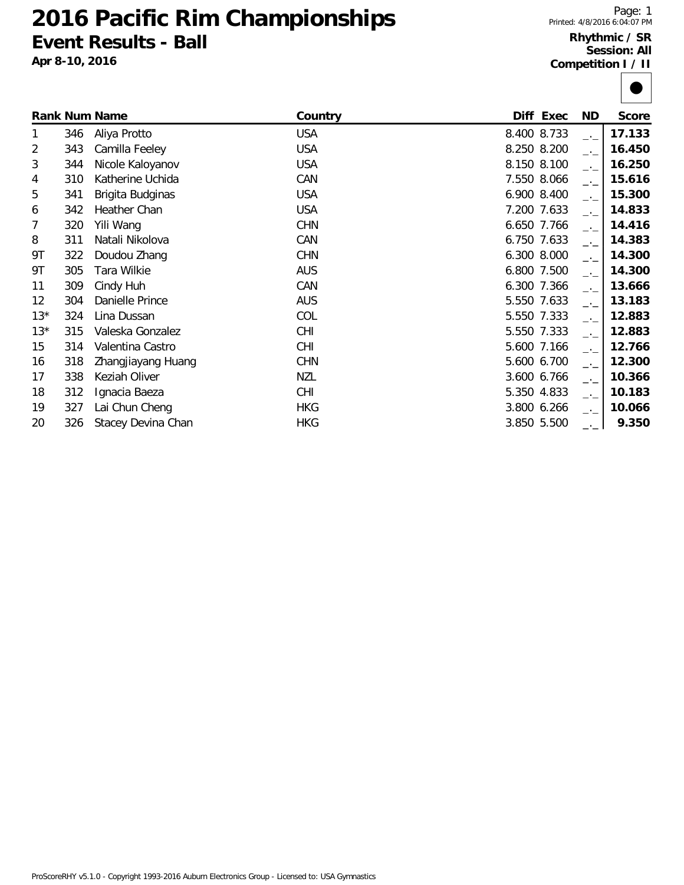# 2016 Pacific Rim Championships

## Event Results - Ball

**Apr 8-10, 2016**

**Rhythmic / SR**
**Session: All**
**Competition I / II**

| Rank | Num | Name | Country | Diff | Exec | ND | Score |
|---|---|---|---|---|---|---|---|
| 1 | 346 | Aliya Protto | USA | 8.400 | 8.733 | _._ | **17.133** |
| 2 | 343 | Camilla Feeley | USA | 8.250 | 8.200 | _._ | **16.450** |
| 3 | 344 | Nicole Kaloyanov | USA | 8.150 | 8.100 | _._ | **16.250** |
| 4 | 310 | Katherine Uchida | CAN | 7.550 | 8.066 | _._ | **15.616** |
| 5 | 341 | Brigita Budginas | USA | 6.900 | 8.400 | _._ | **15.300** |
| 6 | 342 | Heather Chan | USA | 7.200 | 7.633 | _._ | **14.833** |
| 7 | 320 | Yili Wang | CHN | 6.650 | 7.766 | _._ | **14.416** |
| 8 | 311 | Natali Nikolova | CAN | 6.750 | 7.633 | _._ | **14.383** |
| 9T | 322 | Doudou Zhang | CHN | 6.300 | 8.000 | _._ | **14.300** |
| 9T | 305 | Tara Wilkie | AUS | 6.800 | 7.500 | _._ | **14.300** |
| 11 | 309 | Cindy Huh | CAN | 6.300 | 7.366 | _._ | **13.666** |
| 12 | 304 | Danielle Prince | AUS | 5.550 | 7.633 | _._ | **13.183** |
| 13* | 324 | Lina Dussan | COL | 5.550 | 7.333 | _._ | **12.883** |
| 13* | 315 | Valeska Gonzalez | CHI | 5.550 | 7.333 | _._ | **12.883** |
| 15 | 314 | Valentina Castro | CHI | 5.600 | 7.166 | _._ | **12.766** |
| 16 | 318 | Zhangjiayang Huang | CHN | 5.600 | 6.700 | _._ | **12.300** |
| 17 | 338 | Keziah Oliver | NZL | 3.600 | 6.766 | _._ | **10.366** |
| 18 | 312 | Ignacia Baeza | CHI | 5.350 | 4.833 | _._ | **10.183** |
| 19 | 327 | Lai Chun Cheng | HKG | 3.800 | 6.266 | _._ | **10.066** |
| 20 | 326 | Stacey Devina Chan | HKG | 3.850 | 5.500 | _._ | **9.350** |

ProScoreRHY v5.1.0 - Copyright 1993-2016 Auburn Electronics Group - Licensed to: USA Gymnastics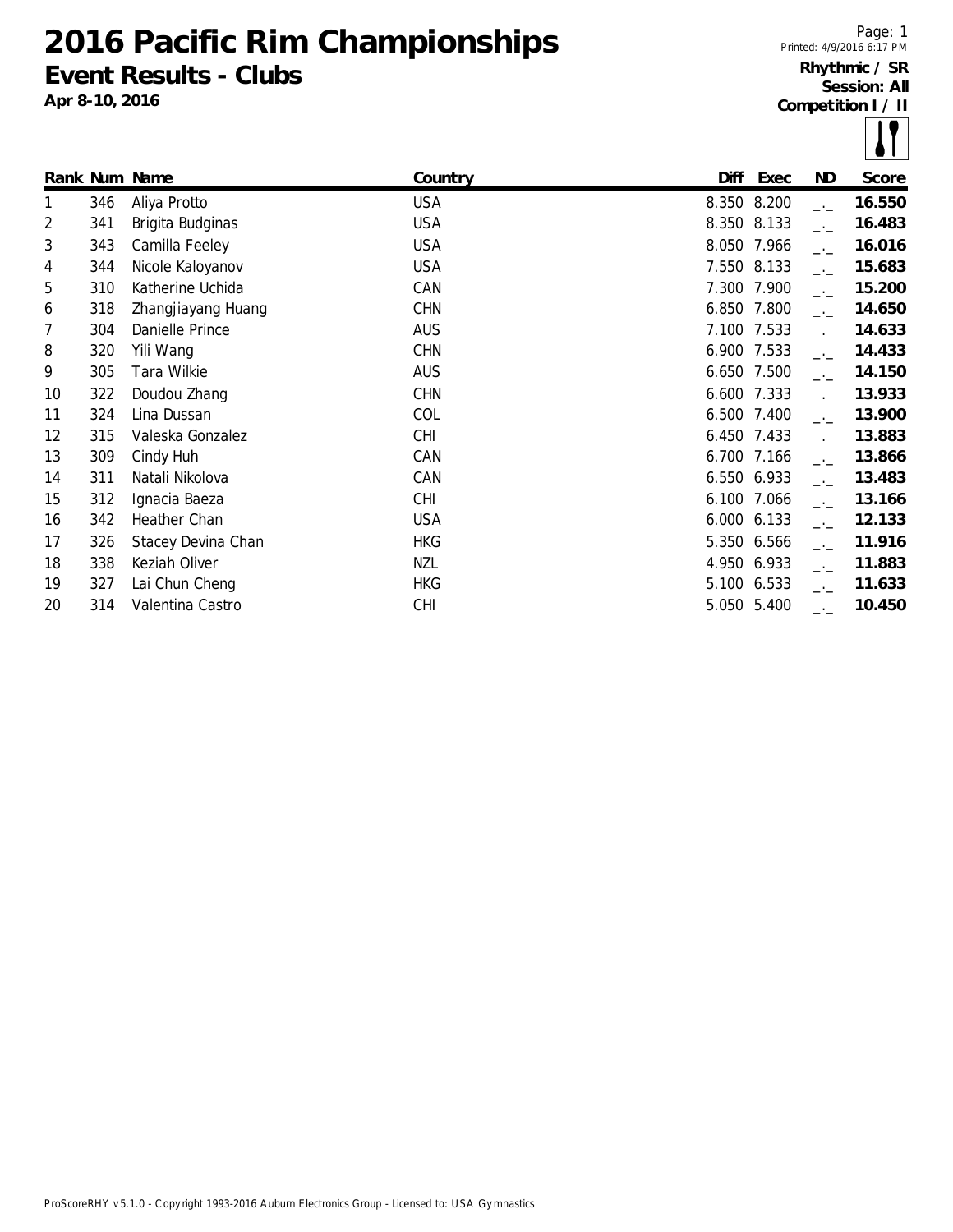# 2016 Pacific Rim Championships

## Event Results - Clubs

**Apr 8-10, 2016**

**Rhythmic / SR**
**Session: All**
**Competition I / II**

| Rank | Num | Name | Country | Diff | Exec | ND | Score |
|---|---|---|---|---|---|---|---|
| 1 | 346 | Aliya Protto | USA | 8.350 | 8.200 | _._ | **16.550** |
| 2 | 341 | Brigita Budginas | USA | 8.350 | 8.133 | _._ | **16.483** |
| 3 | 343 | Camilla Feeley | USA | 8.050 | 7.966 | _._ | **16.016** |
| 4 | 344 | Nicole Kaloyanov | USA | 7.550 | 8.133 | _._ | **15.683** |
| 5 | 310 | Katherine Uchida | CAN | 7.300 | 7.900 | _._ | **15.200** |
| 6 | 318 | Zhangjiayang Huang | CHN | 6.850 | 7.800 | _._ | **14.650** |
| 7 | 304 | Danielle Prince | AUS | 7.100 | 7.533 | _._ | **14.633** |
| 8 | 320 | Yili Wang | CHN | 6.900 | 7.533 | _._ | **14.433** |
| 9 | 305 | Tara Wilkie | AUS | 6.650 | 7.500 | _._ | **14.150** |
| 10 | 322 | Doudou Zhang | CHN | 6.600 | 7.333 | _._ | **13.933** |
| 11 | 324 | Lina Dussan | COL | 6.500 | 7.400 | _._ | **13.900** |
| 12 | 315 | Valeska Gonzalez | CHI | 6.450 | 7.433 | _._ | **13.883** |
| 13 | 309 | Cindy Huh | CAN | 6.700 | 7.166 | _._ | **13.866** |
| 14 | 311 | Natali Nikolova | CAN | 6.550 | 6.933 | _._ | **13.483** |
| 15 | 312 | Ignacia Baeza | CHI | 6.100 | 7.066 | _._ | **13.166** |
| 16 | 342 | Heather Chan | USA | 6.000 | 6.133 | _._ | **12.133** |
| 17 | 326 | Stacey Devina Chan | HKG | 5.350 | 6.566 | _._ | **11.916** |
| 18 | 338 | Keziah Oliver | NZL | 4.950 | 6.933 | _._ | **11.883** |
| 19 | 327 | Lai Chun Cheng | HKG | 5.100 | 6.533 | _._ | **11.633** |
| 20 | 314 | Valentina Castro | CHI | 5.050 | 5.400 | _._ | **10.450** |

ProScoreRHY v5.1.0 - Copyright 1993-2016 Auburn Electronics Group - Licensed to: USA Gymnastics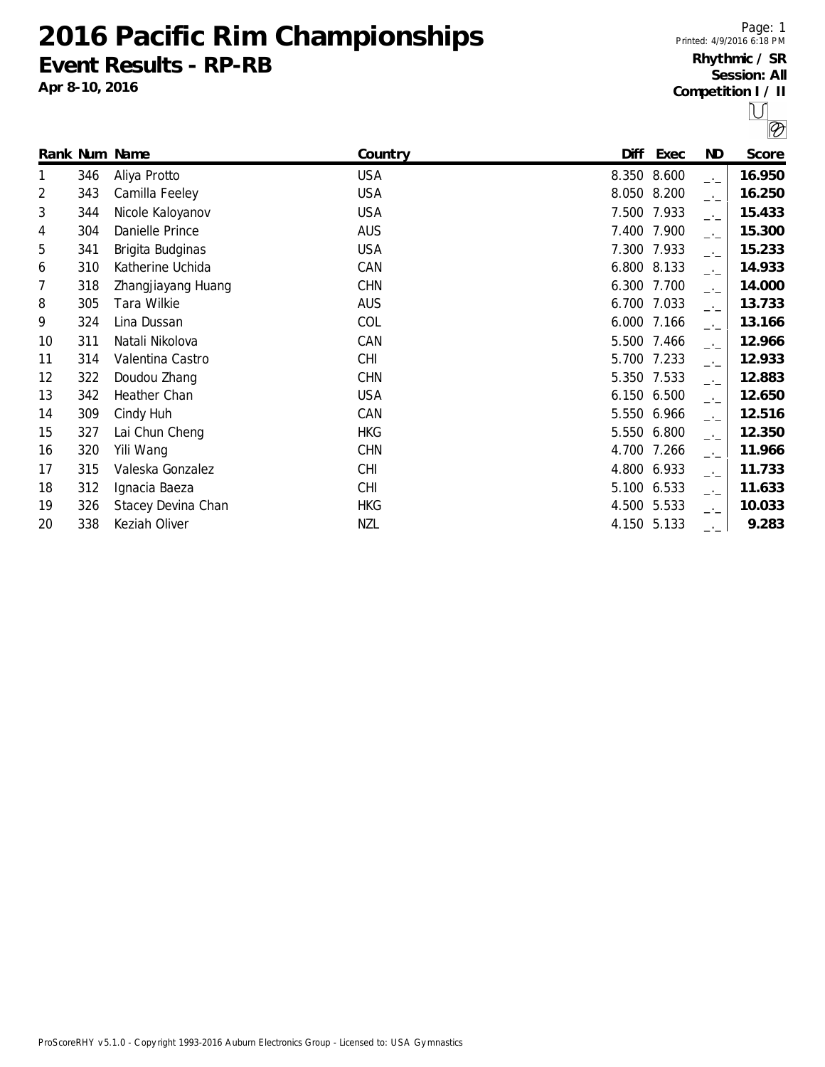# 2016 Pacific Rim Championships

## Event Results - RP-RB

**Apr 8-10, 2016**

Printed: 4/9/2016 6:18 PM

**Rhythmic / SR**
**Session: All**
**Competition I / II**

| Rank | Num | Name | Country | Diff | Exec | ND | Score |
|---|---|---|---|---|---|---|---|
| 1 | 346 | Aliya Protto | USA | 8.350 | 8.600 | _._ | **16.950** |
| 2 | 343 | Camilla Feeley | USA | 8.050 | 8.200 | _._ | **16.250** |
| 3 | 344 | Nicole Kaloyanov | USA | 7.500 | 7.933 | _._ | **15.433** |
| 4 | 304 | Danielle Prince | AUS | 7.400 | 7.900 | _._ | **15.300** |
| 5 | 341 | Brigita Budginas | USA | 7.300 | 7.933 | _._ | **15.233** |
| 6 | 310 | Katherine Uchida | CAN | 6.800 | 8.133 | _._ | **14.933** |
| 7 | 318 | Zhangjiayang Huang | CHN | 6.300 | 7.700 | _._ | **14.000** |
| 8 | 305 | Tara Wilkie | AUS | 6.700 | 7.033 | _._ | **13.733** |
| 9 | 324 | Lina Dussan | COL | 6.000 | 7.166 | _._ | **13.166** |
| 10 | 311 | Natali Nikolova | CAN | 5.500 | 7.466 | _._ | **12.966** |
| 11 | 314 | Valentina Castro | CHI | 5.700 | 7.233 | _._ | **12.933** |
| 12 | 322 | Doudou Zhang | CHN | 5.350 | 7.533 | _._ | **12.883** |
| 13 | 342 | Heather Chan | USA | 6.150 | 6.500 | _._ | **12.650** |
| 14 | 309 | Cindy Huh | CAN | 5.550 | 6.966 | _._ | **12.516** |
| 15 | 327 | Lai Chun Cheng | HKG | 5.550 | 6.800 | _._ | **12.350** |
| 16 | 320 | Yili Wang | CHN | 4.700 | 7.266 | _._ | **11.966** |
| 17 | 315 | Valeska Gonzalez | CHI | 4.800 | 6.933 | _._ | **11.733** |
| 18 | 312 | Ignacia Baeza | CHI | 5.100 | 6.533 | _._ | **11.633** |
| 19 | 326 | Stacey Devina Chan | HKG | 4.500 | 5.533 | _._ | **10.033** |
| 20 | 338 | Keziah Oliver | NZL | 4.150 | 5.133 | _._ | **9.283** |

ProScoreRHY v5.1.0 - Copyright 1993-2016 Auburn Electronics Group - Licensed to: USA Gymnastics